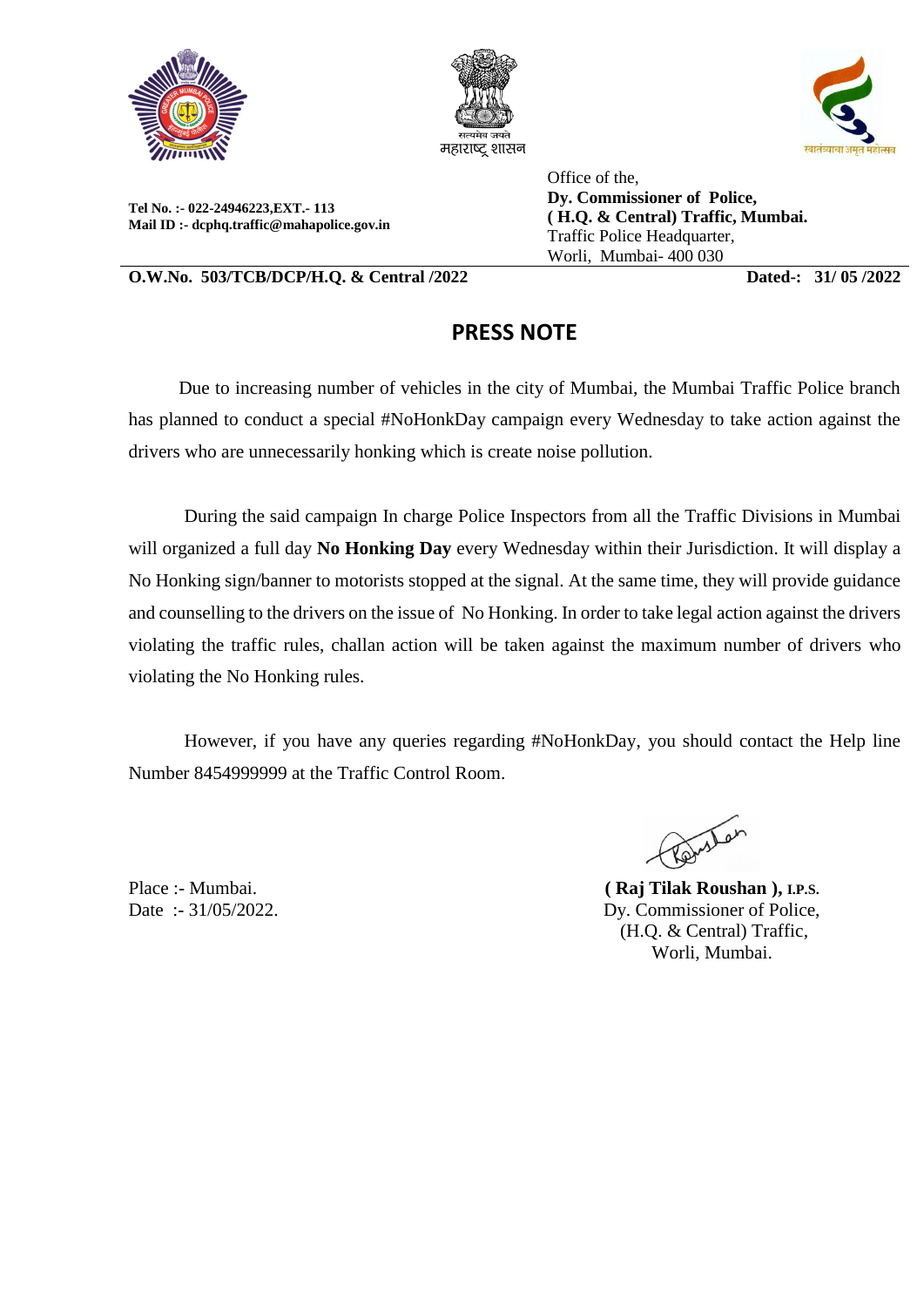सत्यमेव जयते
महाराष्ट्र शासन

स्वातंत्र्याचा अमृत महोत्सव

**Tel No. :- 022-24946223,EXT.- 113**
**Mail ID :- dcphq.traffic@mahapolice.gov.in**

Office of the,
**Dy. Commissioner of Police,**
**( H.Q. & Central) Traffic, Mumbai.**
Traffic Police Headquarter,
Worli, Mumbai- 400 030

**O.W.No. 503/TCB/DCP/H.Q. & Central /2022** **Dated-: 31/ 05 /2022**

## PRESS NOTE

Due to increasing number of vehicles in the city of Mumbai, the Mumbai Traffic Police branch has planned to conduct a special #NoHonkDay campaign every Wednesday to take action against the drivers who are unnecessarily honking which is create noise pollution.

During the said campaign In charge Police Inspectors from all the Traffic Divisions in Mumbai will organized a full day **No Honking Day** every Wednesday within their Jurisdiction. It will display a No Honking sign/banner to motorists stopped at the signal. At the same time, they will provide guidance and counselling to the drivers on the issue of No Honking. In order to take legal action against the drivers violating the traffic rules, challan action will be taken against the maximum number of drivers who violating the No Honking rules.

However, if you have any queries regarding #NoHonkDay, you should contact the Help line Number 8454999999 at the Traffic Control Room.

Place :- Mumbai.
Date :- 31/05/2022.

**( Raj Tilak Roushan ),** I.P.S.
Dy. Commissioner of Police,
(H.Q. & Central) Traffic,
Worli, Mumbai.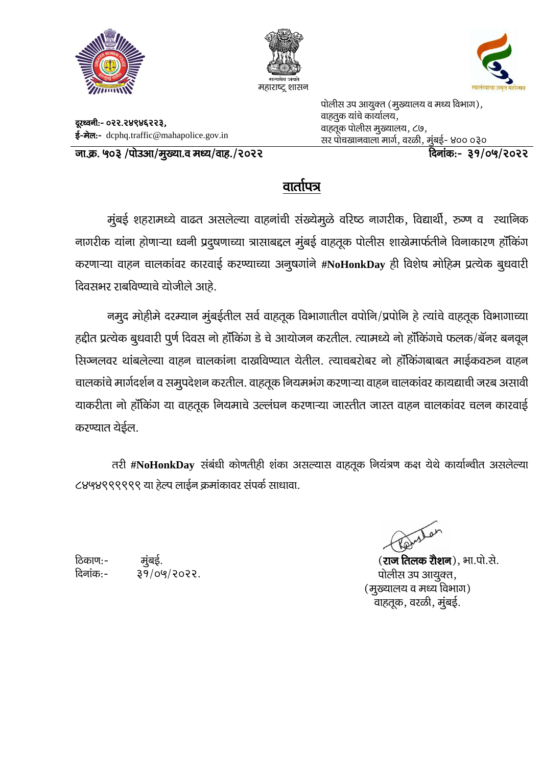सत्यमेव जयते
महाराष्ट्र शासन

स्वातंत्र्याचा अमृत महोत्सव

पोलीस उप आयुक्त (मुख्यालय व मध्य विभाग),
वाहतुक यांचे कार्यालय,
वाहतूक पोलीस मुख्यालय, ८७,
सर पोचखानवाला मार्ग, वरळी, मुंबई- ४०० ०३०

**दूरध्वनी:-** **०२२.२४९४६२२३,**
**ई-मेल:-** dcphq.traffic@mahapolice.gov.in

**जा.क्र. ५०३ /पोउआ/मुख्या.व मध्य/वाह./२०२२** **दिनांक:- ३१/०५/२०२२**

## वार्तापत्र

मुंबई शहरामध्ये वाढत असलेल्या वाहनांची संख्येमुळे वरिष्ठ नागरीक, विद्यार्थी, रुग्ण व स्थानिक नागरीक यांना होणाऱ्या ध्वनी प्रदुषणाच्या त्रासाबद्दल मुंबई वाहतूक पोलीस शाखेमार्फतीने विनाकारण हॉकिंग करणाऱ्या वाहन चालकांवर कारवाई करण्याच्या अनुषगांने **#NoHonkDay** ही विशेष मोहिम प्रत्येक बुधवारी दिवसभर राबविण्याचे योजीले आहे.

नमुद मोहीमे दरम्यान मुंबईतील सर्व वाहतूक विभागातील वपोनि/प्रपोनि हे त्यांचे वाहतूक विभागाच्या हद्दीत प्रत्येक बुधवारी पुर्ण दिवस नो हॉकिंग डे चे आयोजन करतील. त्यामध्ये नो हॉकिंगचे फलक/बॅनर बनवून सिग्नलवर थांबलेल्या वाहन चालकांना दाखविण्यात येतील. त्याचबरोबर नो हॉकिंगबाबत माईकवरुन वाहन चालकांचे मार्गदर्शन व समुपदेशन करतील. वाहतूक नियमभंग करणाऱ्या वाहन चालकांवर कायद्याची जरब असावी याकरीता नो हॉकिंग या वाहतूक नियमाचे उल्लंघन करणाऱ्या जास्तीत जास्त वाहन चालकांवर चलन कारवाई करण्यात येईल.

तरी **#NoHonkDay** संबंधी कोणतीही शंका असल्यास वाहतूक नियंत्रण कक्ष येथे कार्यान्वीत असलेल्या ८४५४९९९९९९ या हेल्प लाईन क्रमांकावर संपर्क साधावा.

ठिकाण:- मुंबई.
दिनांक:- ३१/०५/२०२२.

(**राज तिलक रौशन**), भा.पो.से.
पोलीस उप आयुक्त,
(मुख्यालय व मध्य विभाग)
वाहतूक, वरळी, मुंबई.